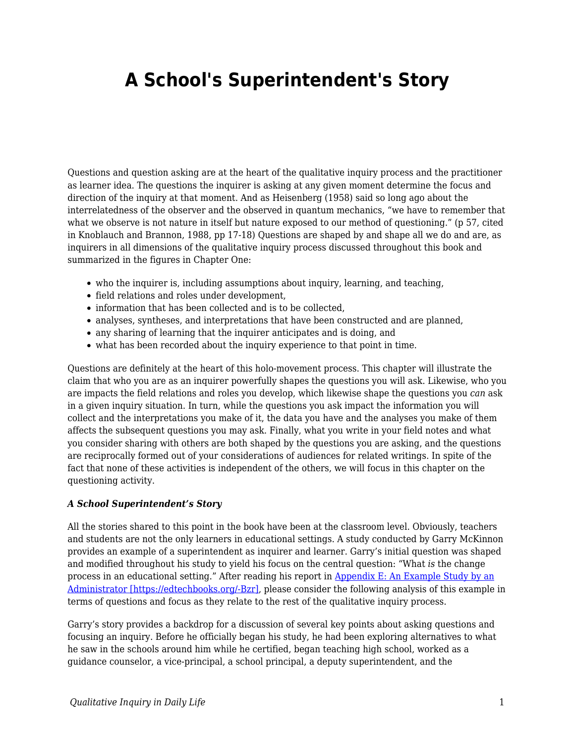# A School's Superintendent's Story

Questions and question asking are at the heart of the qualitative inquiry process and the practitioner as learner idea. The questions the inquirer is asking at any given moment determine the focus and direction of the inquiry at that moment. And as Heisenberg (1958) said so long ago about the interrelatedness of the observer and the observed in quantum mechanics, "we have to remember that what we observe is not nature in itself but nature exposed to our method of questioning." (p 57, cited in Knoblauch and Brannon, 1988, pp 17-18) Questions are shaped by and shape all we do and are, as inquirers in all dimensions of the qualitative inquiry process discussed throughout this book and summarized in the figures in Chapter One:

- who the inquirer is, including assumptions about inquiry, learning, and teaching,
- field relations and roles under development,
- information that has been collected and is to be collected,
- analyses, syntheses, and interpretations that have been constructed and are planned,
- any sharing of learning that the inquirer anticipates and is doing, and
- what has been recorded about the inquiry experience to that point in time.

Questions are definitely at the heart of this holo-movement process. This chapter will illustrate the claim that who you are as an inquirer powerfully shapes the questions you will ask. Likewise, who you are impacts the field relations and roles you develop, which likewise shape the questions you *can* ask in a given inquiry situation. In turn, while the questions you ask impact the information you will collect and the interpretations you make of it, the data you have and the analyses you make of them affects the subsequent questions you may ask. Finally, what you write in your field notes and what you consider sharing with others are both shaped by the questions you are asking, and the questions are reciprocally formed out of your considerations of audiences for related writings. In spite of the fact that none of these activities is independent of the others, we will focus in this chapter on the questioning activity.

***A School Superintendent's Story***

All the stories shared to this point in the book have been at the classroom level. Obviously, teachers and students are not the only learners in educational settings. A study conducted by Garry McKinnon provides an example of a superintendent as inquirer and learner. Garry's initial question was shaped and modified throughout his study to yield his focus on the central question: "What *is* the change process in an educational setting." After reading his report in [Appendix E: An Example Study by an Administrator [https://edtechbooks.org/-Bzr]](https://edtechbooks.org/-Bzr), please consider the following analysis of this example in terms of questions and focus as they relate to the rest of the qualitative inquiry process.

Garry's story provides a backdrop for a discussion of several key points about asking questions and focusing an inquiry. Before he officially began his study, he had been exploring alternatives to what he saw in the schools around him while he certified, began teaching high school, worked as a guidance counselor, a vice-principal, a school principal, a deputy superintendent, and the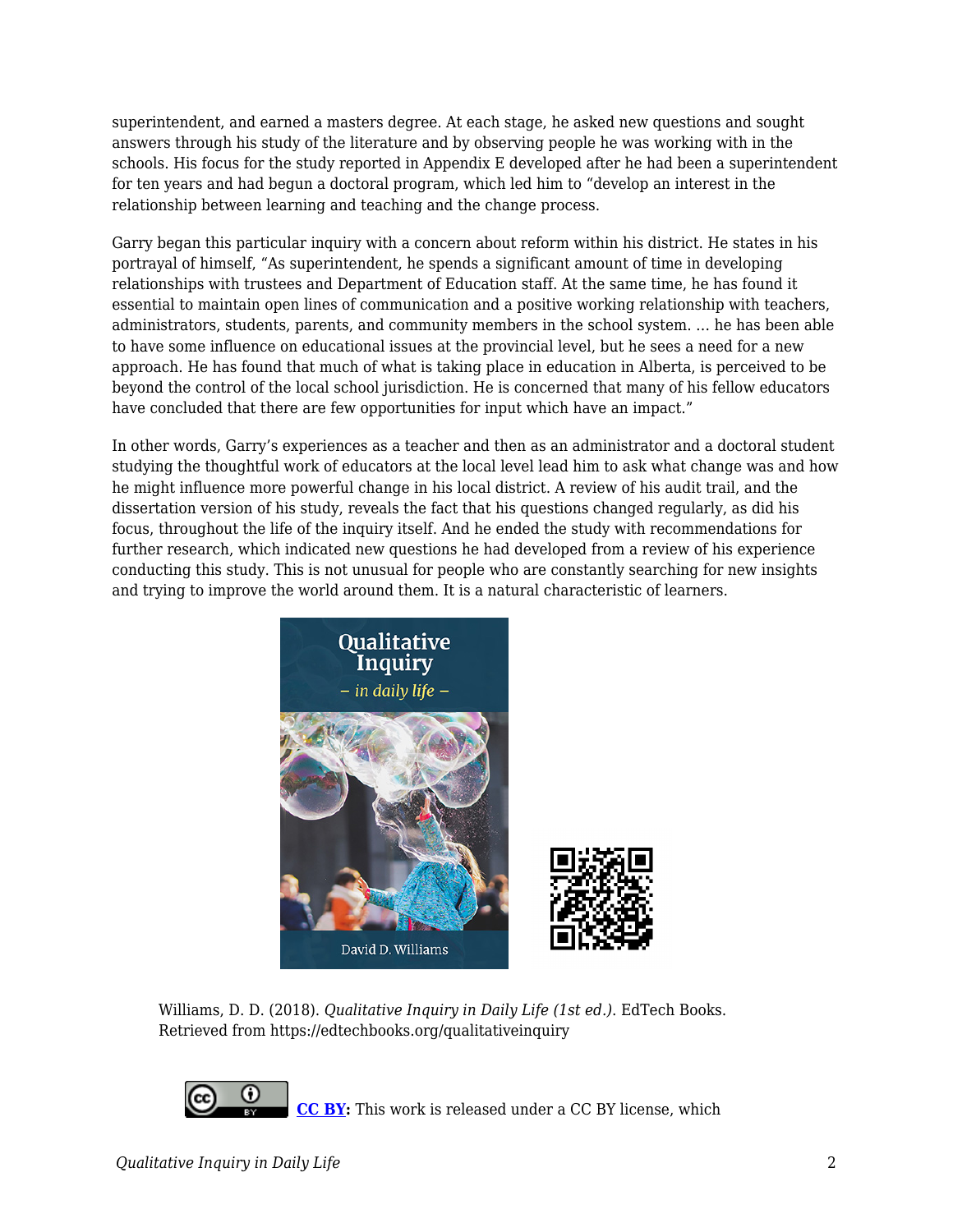superintendent, and earned a masters degree. At each stage, he asked new questions and sought answers through his study of the literature and by observing people he was working with in the schools. His focus for the study reported in Appendix E developed after he had been a superintendent for ten years and had begun a doctoral program, which led him to "develop an interest in the relationship between learning and teaching and the change process.

Garry began this particular inquiry with a concern about reform within his district. He states in his portrayal of himself, "As superintendent, he spends a significant amount of time in developing relationships with trustees and Department of Education staff. At the same time, he has found it essential to maintain open lines of communication and a positive working relationship with teachers, administrators, students, parents, and community members in the school system. … he has been able to have some influence on educational issues at the provincial level, but he sees a need for a new approach. He has found that much of what is taking place in education in Alberta, is perceived to be beyond the control of the local school jurisdiction. He is concerned that many of his fellow educators have concluded that there are few opportunities for input which have an impact."

In other words, Garry's experiences as a teacher and then as an administrator and a doctoral student studying the thoughtful work of educators at the local level lead him to ask what change was and how he might influence more powerful change in his local district. A review of his audit trail, and the dissertation version of his study, reveals the fact that his questions changed regularly, as did his focus, throughout the life of the inquiry itself. And he ended the study with recommendations for further research, which indicated new questions he had developed from a review of his experience conducting this study. This is not unusual for people who are constantly searching for new insights and trying to improve the world around them. It is a natural characteristic of learners.

Williams, D. D. (2018). *Qualitative Inquiry in Daily Life (1st ed.)*. EdTech Books. Retrieved from https://edtechbooks.org/qualitativeinquiry

**CC BY:** This work is released under a CC BY license, which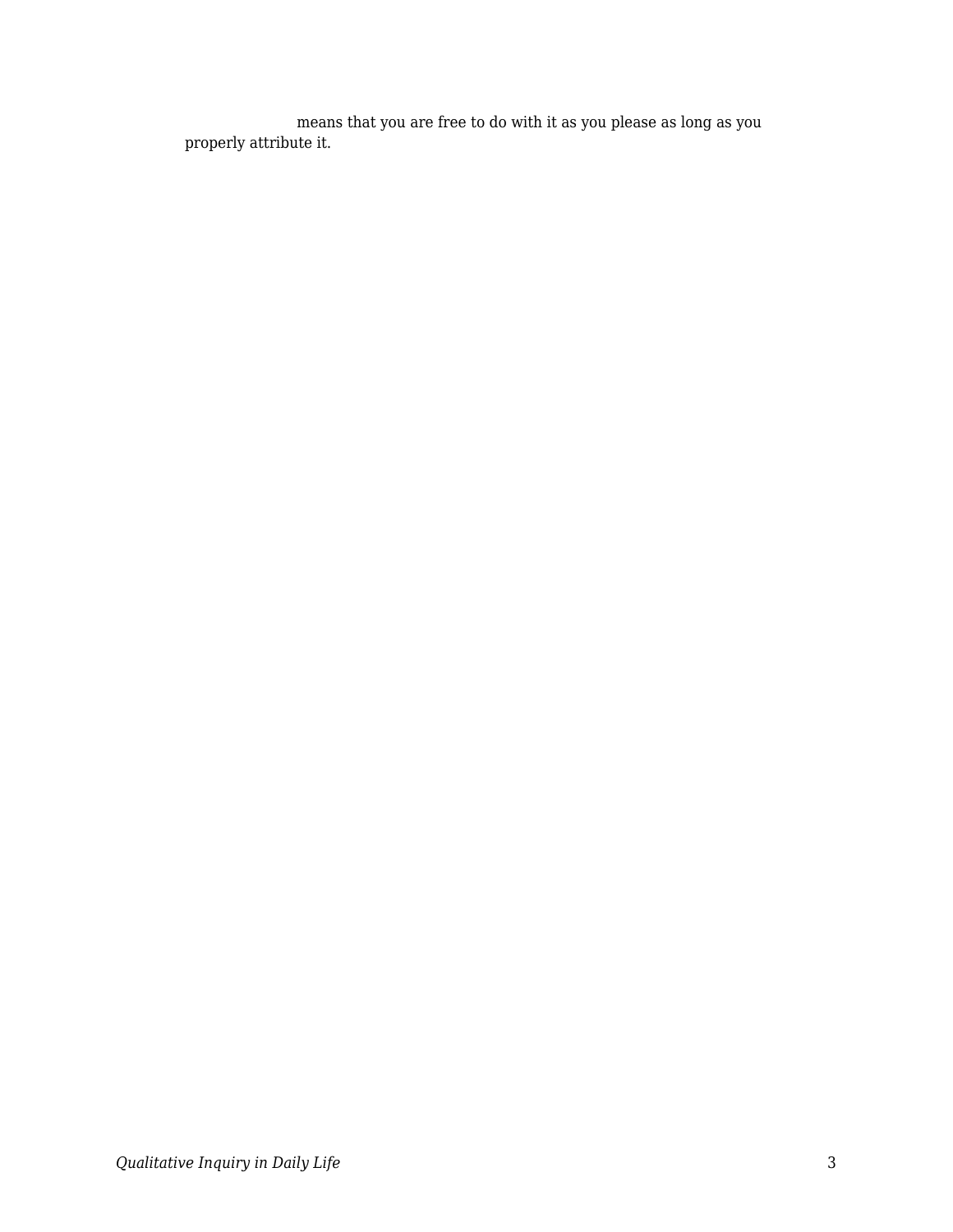means that you are free to do with it as you please as long as you properly attribute it.